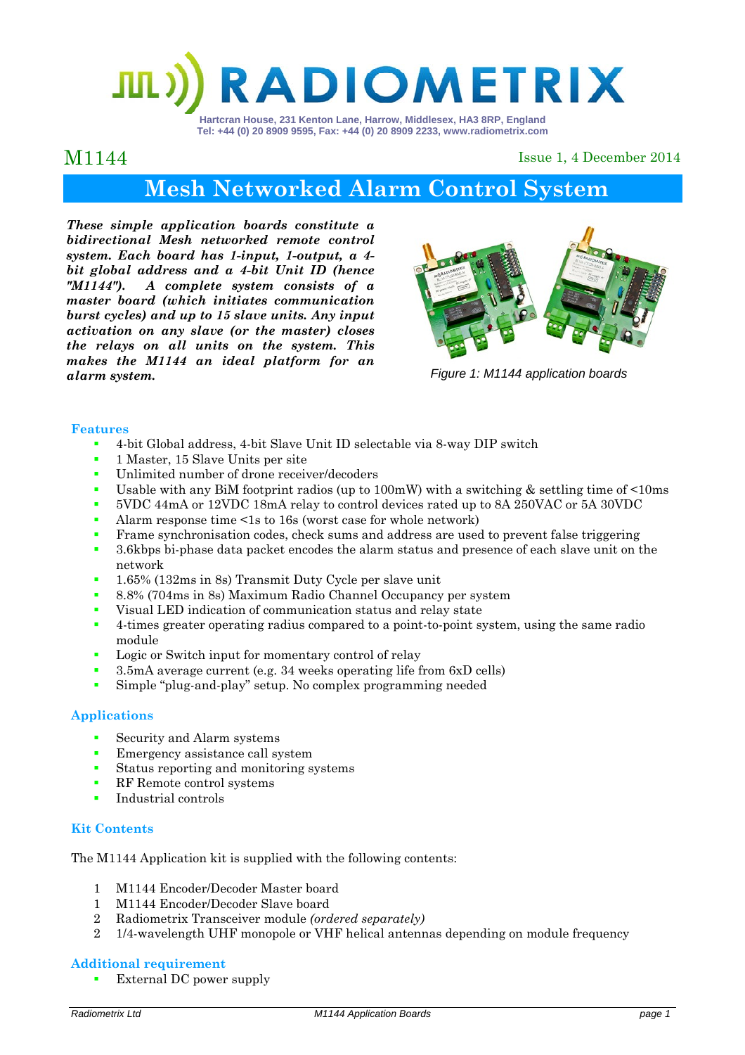# RADIOMETRIX

Hartcran House, 231 Kenton Lane, Harrow, Middlesex, HA3 8RP, England
Tel: +44 (0) 20 8909 9595, Fax: +44 (0) 20 8909 2233, www.radiometrix.com

M1144

Issue 1, 4 December 2014

# Mesh Networked Alarm Control System

***These simple application boards constitute a bidirectional Mesh networked remote control system. Each board has 1-input, 1-output, a 4-bit global address and a 4-bit Unit ID (hence "M1144"). A complete system consists of a master board (which initiates communication burst cycles) and up to 15 slave units. Any input activation on any slave (or the master) closes the relays on all units on the system. This makes the M1144 an ideal platform for an alarm system.***

*Figure 1: M1144 application boards*

## Features

- 4-bit Global address, 4-bit Slave Unit ID selectable via 8-way DIP switch
- 1 Master, 15 Slave Units per site
- Unlimited number of drone receiver/decoders
- Usable with any BiM footprint radios (up to 100mW) with a switching & settling time of <10ms
- 5VDC 44mA or 12VDC 18mA relay to control devices rated up to 8A 250VAC or 5A 30VDC
- Alarm response time <1s to 16s (worst case for whole network)
- Frame synchronisation codes, check sums and address are used to prevent false triggering
- 3.6kbps bi-phase data packet encodes the alarm status and presence of each slave unit on the network
- 1.65% (132ms in 8s) Transmit Duty Cycle per slave unit
- 8.8% (704ms in 8s) Maximum Radio Channel Occupancy per system
- Visual LED indication of communication status and relay state
- 4-times greater operating radius compared to a point-to-point system, using the same radio module
- Logic or Switch input for momentary control of relay
- 3.5mA average current (e.g. 34 weeks operating life from 6xD cells)
- Simple "plug-and-play" setup. No complex programming needed

## Applications

- Security and Alarm systems
- Emergency assistance call system
- Status reporting and monitoring systems
- RF Remote control systems
- Industrial controls

## Kit Contents

The M1144 Application kit is supplied with the following contents:

| | |
|---|---|
| 1 | M1144 Encoder/Decoder Master board |
| 1 | M1144 Encoder/Decoder Slave board |
| 2 | Radiometrix Transceiver module *(ordered separately)* |
| 2 | 1/4-wavelength UHF monopole or VHF helical antennas depending on module frequency |

## Additional requirement

- External DC power supply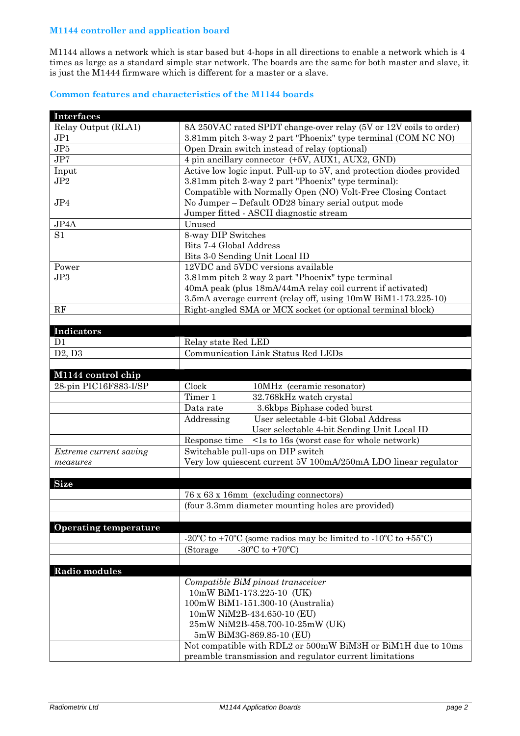### M1144 controller and application board

M1144 allows a network which is star based but 4-hops in all directions to enable a network which is 4 times as large as a standard simple star network. The boards are the same for both master and slave, it is just the M1444 firmware which is different for a master or a slave.

### Common features and characteristics of the M1144 boards

| **Interfaces** | |
|---|---|
| Relay Output (RLA1)<br>JP1 | 8A 250VAC rated SPDT change-over relay (5V or 12V coils to order)<br>3.81mm pitch 3-way 2 part "Phoenix" type terminal (COM NC NO) |
| JP5 | Open Drain switch instead of relay (optional) |
| JP7 | 4 pin ancillary connector (+5V, AUX1, AUX2, GND) |
| Input<br>JP2 | Active low logic input. Pull-up to 5V, and protection diodes provided<br>3.81mm pitch 2-way 2 part "Phoenix" type terminal):<br>Compatible with Normally Open (NO) Volt-Free Closing Contact |
| JP4 | No Jumper – Default OD28 binary serial output mode<br>Jumper fitted - ASCII diagnostic stream |
| JP4A | Unused |
| S1 | 8-way DIP Switches<br>Bits 7-4 Global Address<br>Bits 3-0 Sending Unit Local ID |
| Power<br>JP3 | 12VDC and 5VDC versions available<br>3.81mm pitch 2 way 2 part "Phoenix" type terminal<br>40mA peak (plus 18mA/44mA relay coil current if activated)<br>3.5mA average current (relay off, using 10mW BiM1-173.225-10) |
| RF | Right-angled SMA or MCX socket (or optional terminal block) |
| | |
| **Indicators** | |
| D1 | Relay state Red LED |
| D2, D3 | Communication Link Status Red LEDs |
| | |
| **M1144 control chip** | |
| 28-pin PIC16F883-I/SP | Clock 10MHz (ceramic resonator) |
| | Timer 1 32.768kHz watch crystal |
| | Data rate 3.6kbps Biphase coded burst |
| | Addressing User selectable 4-bit Global Address<br>User selectable 4-bit Sending Unit Local ID |
| | Response time <1s to 16s (worst case for whole network) |
| *Extreme current saving measures* | Switchable pull-ups on DIP switch<br>Very low quiescent current 5V 100mA/250mA LDO linear regulator |
| | |
| **Size** | |
| | 76 x 63 x 16mm (excluding connectors) |
| | (four 3.3mm diameter mounting holes are provided) |
| | |
| **Operating temperature** | |
| | -20°C to +70°C (some radios may be limited to -10°C to +55°C) |
| | (Storage -30°C to +70°C) |
| | |
| **Radio modules** | |
| | *Compatible BiM pinout transceiver*<br>10mW BiM1-173.225-10 (UK)<br>100mW BiM1-151.300-10 (Australia)<br>10mW NiM2B-434.650-10 (EU)<br>25mW NiM2B-458.700-10-25mW (UK)<br>5mW BiM3G-869.85-10 (EU) |
| | Not compatible with RDL2 or 500mW BiM3H or BiM1H due to 10ms preamble transmission and regulator current limitations |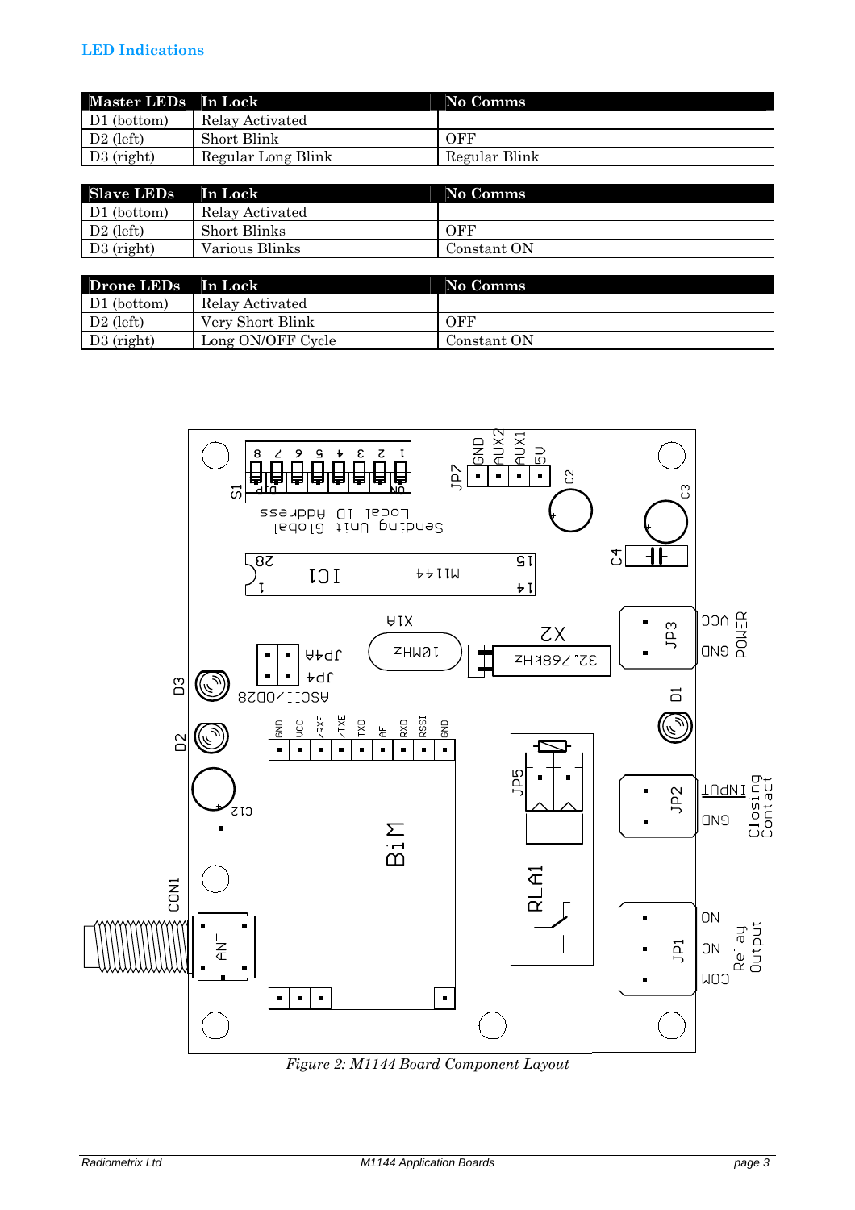### LED Indications

| Master LEDs | In Lock | No Comms |
|---|---|---|
| D1 (bottom) | Relay Activated | |
| D2 (left) | Short Blink | OFF |
| D3 (right) | Regular Long Blink | Regular Blink |

| Slave LEDs | In Lock | No Comms |
|---|---|---|
| D1 (bottom) | Relay Activated | |
| D2 (left) | Short Blinks | OFF |
| D3 (right) | Various Blinks | Constant ON |

| Drone LEDs | In Lock | No Comms |
|---|---|---|
| D1 (bottom) | Relay Activated | |
| D2 (left) | Very Short Blink | OFF |
| D3 (right) | Long ON/OFF Cycle | Constant ON |

*Figure 2: M1144 Board Component Layout*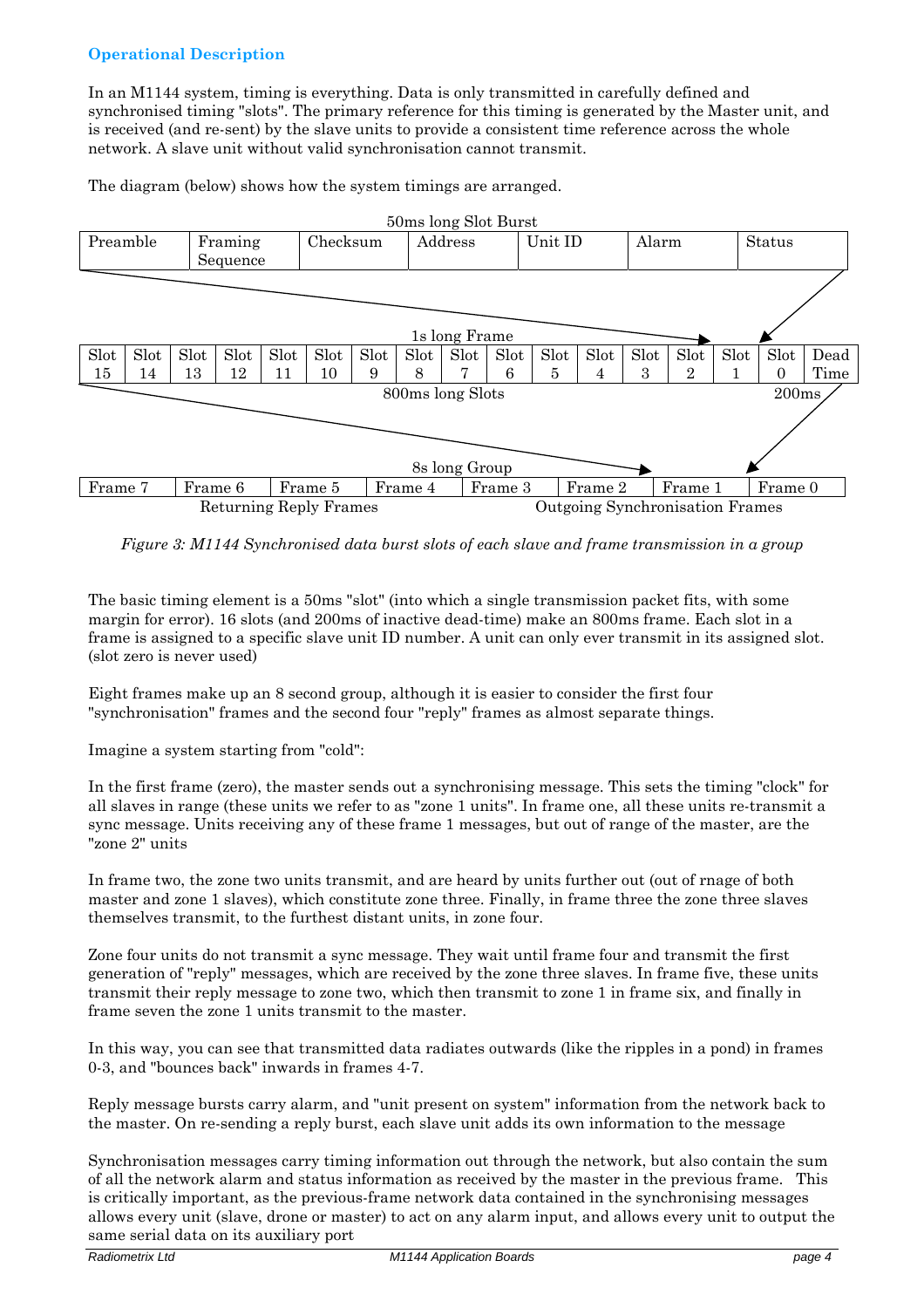### Operational Description

In an M1144 system, timing is everything. Data is only transmitted in carefully defined and synchronised timing "slots". The primary reference for this timing is generated by the Master unit, and is received (and re-sent) by the slave units to provide a consistent time reference across the whole network. A slave unit without valid synchronisation cannot transmit.

The diagram (below) shows how the system timings are arranged.

50ms long Slot Burst

| Preamble | Framing Sequence | Checksum | Address | Unit ID | Alarm | Status |
|---|---|---|---|---|---|---|

1s long Frame

| Slot 15 | Slot 14 | Slot 13 | Slot 12 | Slot 11 | Slot 10 | Slot 9 | Slot 8 | Slot 7 | Slot 6 | Slot 5 | Slot 4 | Slot 3 | Slot 2 | Slot 1 | Slot 0 | Dead Time |
|---|---|---|---|---|---|---|---|---|---|---|---|---|---|---|---|---|

800ms long Slots 200ms

8s long Group

| Frame 7 | Frame 6 | Frame 5 | Frame 4 | Frame 3 | Frame 2 | Frame 1 | Frame 0 |
|---|---|---|---|---|---|---|---|

Returning Reply Frames Outgoing Synchronisation Frames

*Figure 3: M1144 Synchronised data burst slots of each slave and frame transmission in a group*

The basic timing element is a 50ms "slot" (into which a single transmission packet fits, with some margin for error). 16 slots (and 200ms of inactive dead-time) make an 800ms frame. Each slot in a frame is assigned to a specific slave unit ID number. A unit can only ever transmit in its assigned slot. (slot zero is never used)

Eight frames make up an 8 second group, although it is easier to consider the first four "synchronisation" frames and the second four "reply" frames as almost separate things.

Imagine a system starting from "cold":

In the first frame (zero), the master sends out a synchronising message. This sets the timing "clock" for all slaves in range (these units we refer to as "zone 1 units". In frame one, all these units re-transmit a sync message. Units receiving any of these frame 1 messages, but out of range of the master, are the "zone 2" units

In frame two, the zone two units transmit, and are heard by units further out (out of rnage of both master and zone 1 slaves), which constitute zone three. Finally, in frame three the zone three slaves themselves transmit, to the furthest distant units, in zone four.

Zone four units do not transmit a sync message. They wait until frame four and transmit the first generation of "reply" messages, which are received by the zone three slaves. In frame five, these units transmit their reply message to zone two, which then transmit to zone 1 in frame six, and finally in frame seven the zone 1 units transmit to the master.

In this way, you can see that transmitted data radiates outwards (like the ripples in a pond) in frames 0-3, and "bounces back" inwards in frames 4-7.

Reply message bursts carry alarm, and "unit present on system" information from the network back to the master. On re-sending a reply burst, each slave unit adds its own information to the message

Synchronisation messages carry timing information out through the network, but also contain the sum of all the network alarm and status information as received by the master in the previous frame. This is critically important, as the previous-frame network data contained in the synchronising messages allows every unit (slave, drone or master) to act on any alarm input, and allows every unit to output the same serial data on its auxiliary port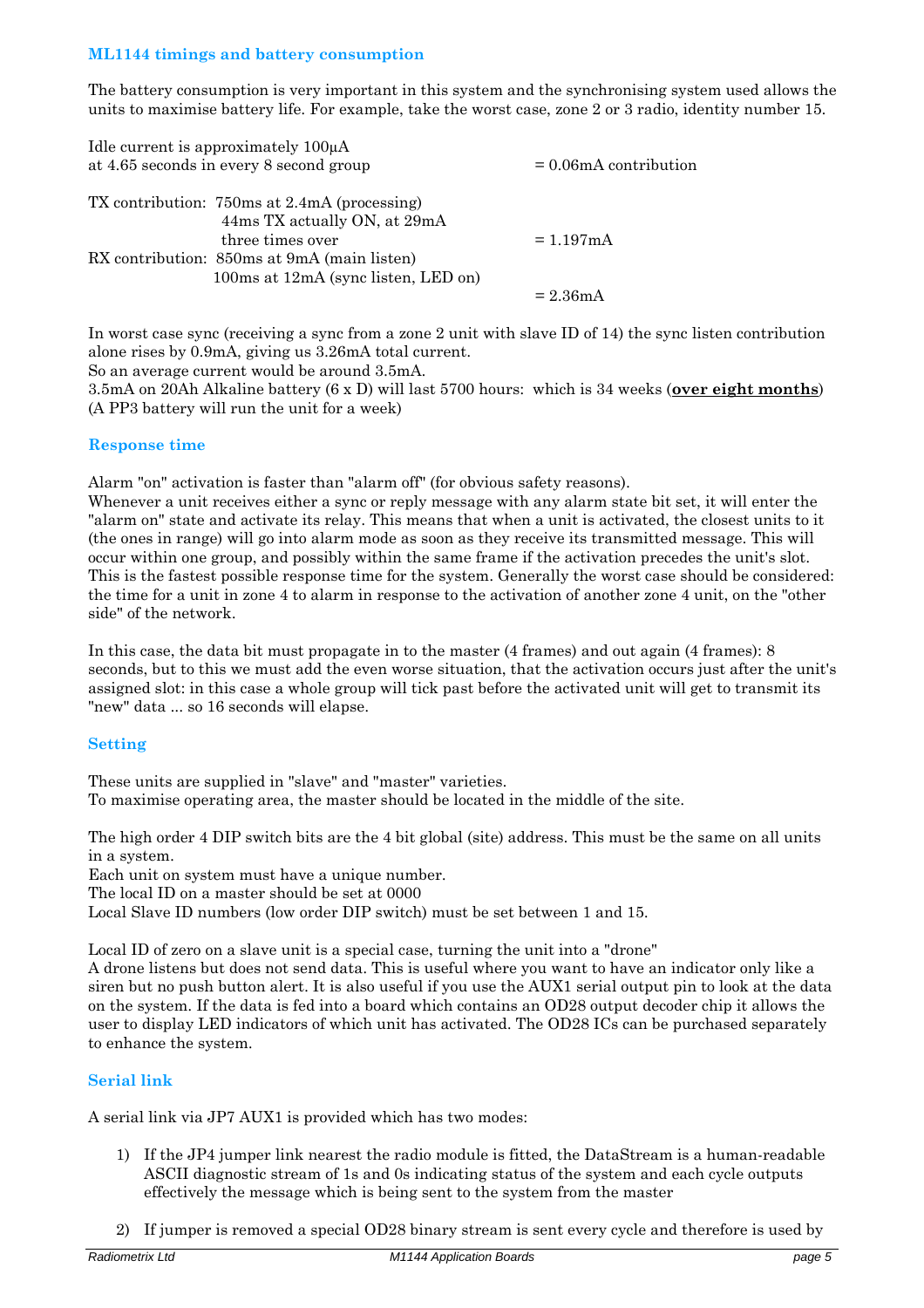### ML1144 timings and battery consumption

The battery consumption is very important in this system and the synchronising system used allows the units to maximise battery life. For example, take the worst case, zone 2 or 3 radio, identity number 15.

Idle current is approximately 100µA
at 4.65 seconds in every 8 second group = 0.06mA contribution

TX contribution: 750ms at 2.4mA (processing)
44ms TX actually ON, at 29mA
three times over = 1.197mA
RX contribution: 850ms at 9mA (main listen)
100ms at 12mA (sync listen, LED on)
= 2.36mA

In worst case sync (receiving a sync from a zone 2 unit with slave ID of 14) the sync listen contribution alone rises by 0.9mA, giving us 3.26mA total current.
So an average current would be around 3.5mA.
3.5mA on 20Ah Alkaline battery (6 x D) will last 5700 hours: which is 34 weeks (**over eight months**)
(A PP3 battery will run the unit for a week)

### Response time

Alarm "on" activation is faster than "alarm off" (for obvious safety reasons).
Whenever a unit receives either a sync or reply message with any alarm state bit set, it will enter the "alarm on" state and activate its relay. This means that when a unit is activated, the closest units to it (the ones in range) will go into alarm mode as soon as they receive its transmitted message. This will occur within one group, and possibly within the same frame if the activation precedes the unit's slot. This is the fastest possible response time for the system. Generally the worst case should be considered: the time for a unit in zone 4 to alarm in response to the activation of another zone 4 unit, on the "other side" of the network.

In this case, the data bit must propagate in to the master (4 frames) and out again (4 frames): 8 seconds, but to this we must add the even worse situation, that the activation occurs just after the unit's assigned slot: in this case a whole group will tick past before the activated unit will get to transmit its "new" data ... so 16 seconds will elapse.

### Setting

These units are supplied in "slave" and "master" varieties.
To maximise operating area, the master should be located in the middle of the site.

The high order 4 DIP switch bits are the 4 bit global (site) address. This must be the same on all units in a system.
Each unit on system must have a unique number.
The local ID on a master should be set at 0000
Local Slave ID numbers (low order DIP switch) must be set between 1 and 15.

Local ID of zero on a slave unit is a special case, turning the unit into a "drone"
A drone listens but does not send data. This is useful where you want to have an indicator only like a siren but no push button alert. It is also useful if you use the AUX1 serial output pin to look at the data on the system. If the data is fed into a board which contains an OD28 output decoder chip it allows the user to display LED indicators of which unit has activated. The OD28 ICs can be purchased separately to enhance the system.

### Serial link

A serial link via JP7 AUX1 is provided which has two modes:

1) If the JP4 jumper link nearest the radio module is fitted, the DataStream is a human-readable ASCII diagnostic stream of 1s and 0s indicating status of the system and each cycle outputs effectively the message which is being sent to the system from the master

2) If jumper is removed a special OD28 binary stream is sent every cycle and therefore is used by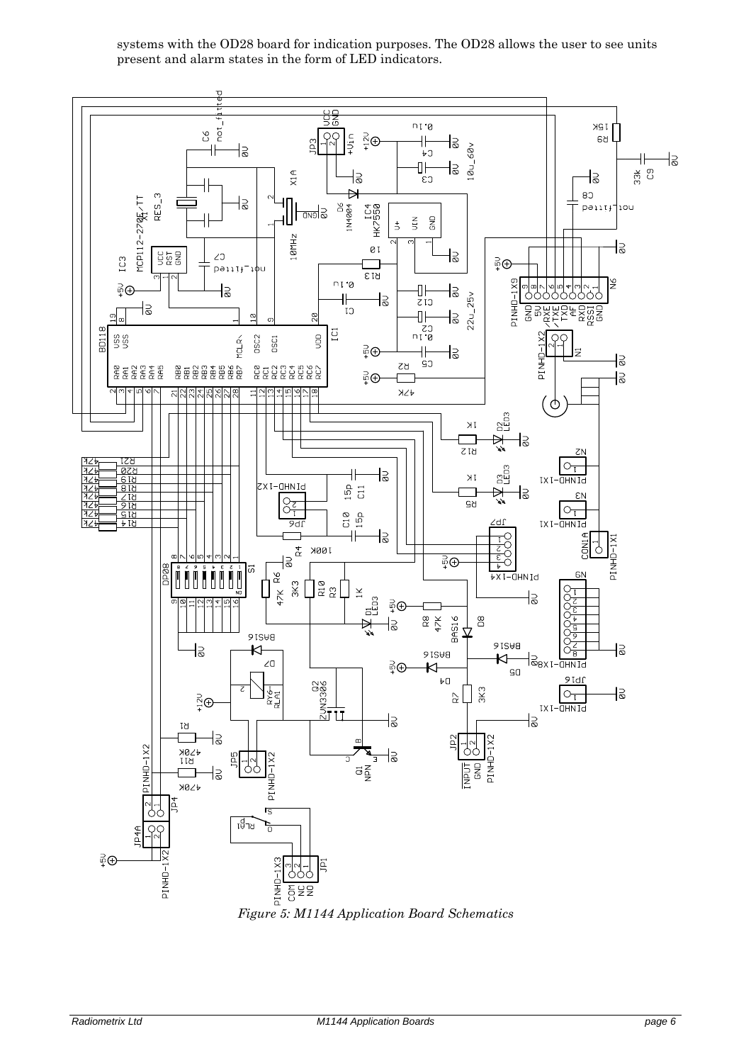systems with the OD28 board for indication purposes. The OD28 allows the user to see units present and alarm states in the form of LED indicators.

*Figure 5: M1144 Application Board Schematics*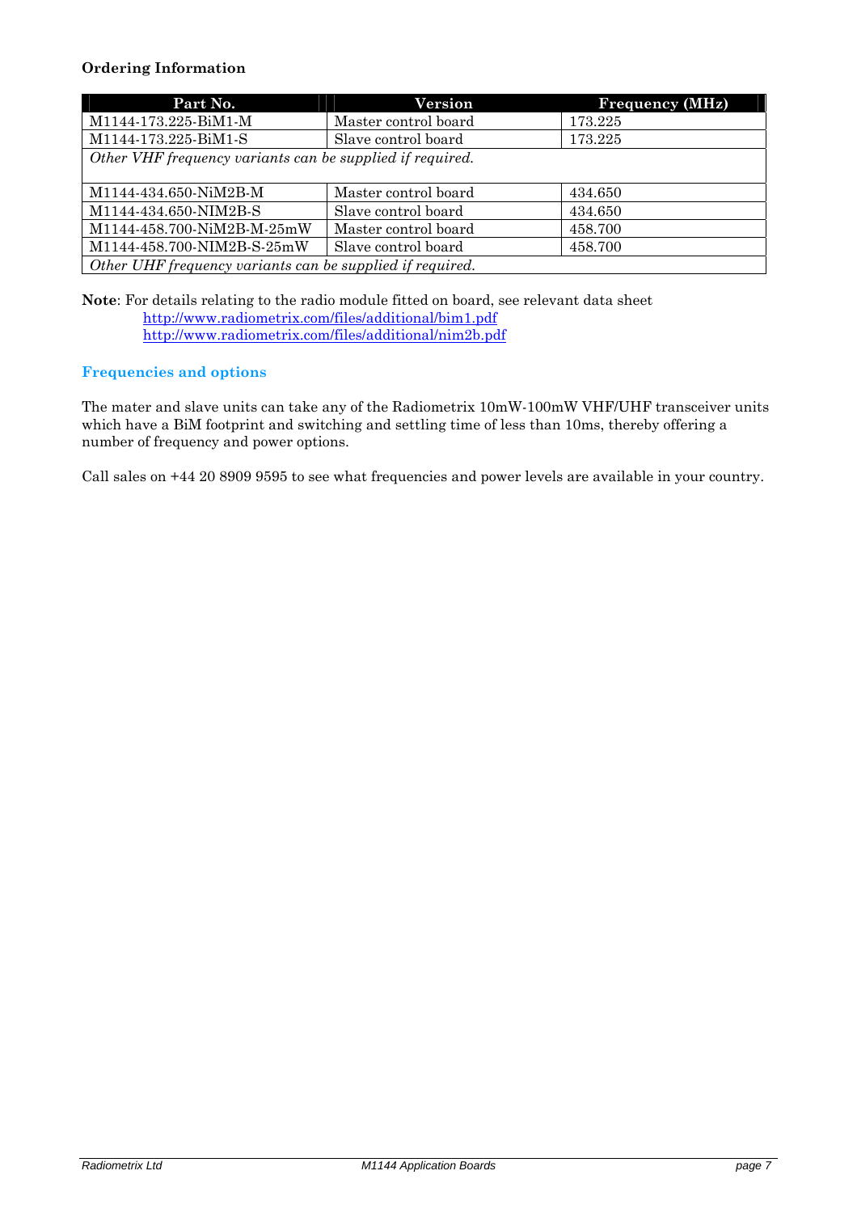**Ordering Information**

| Part No. | Version | Frequency (MHz) |
|---|---|---|
| M1144-173.225-BiM1-M | Master control board | 173.225 |
| M1144-173.225-BiM1-S | Slave control board | 173.225 |
| *Other VHF frequency variants can be supplied if required.* | | |
| M1144-434.650-NiM2B-M | Master control board | 434.650 |
| M1144-434.650-NIM2B-S | Slave control board | 434.650 |
| M1144-458.700-NiM2B-M-25mW | Master control board | 458.700 |
| M1144-458.700-NIM2B-S-25mW | Slave control board | 458.700 |
| *Other UHF frequency variants can be supplied if required.* | | |

**Note**: For details relating to the radio module fitted on board, see relevant data sheet
http://www.radiometrix.com/files/additional/bim1.pdf
http://www.radiometrix.com/files/additional/nim2b.pdf

### Frequencies and options

The mater and slave units can take any of the Radiometrix 10mW-100mW VHF/UHF transceiver units which have a BiM footprint and switching and settling time of less than 10ms, thereby offering a number of frequency and power options.

Call sales on +44 20 8909 9595 to see what frequencies and power levels are available in your country.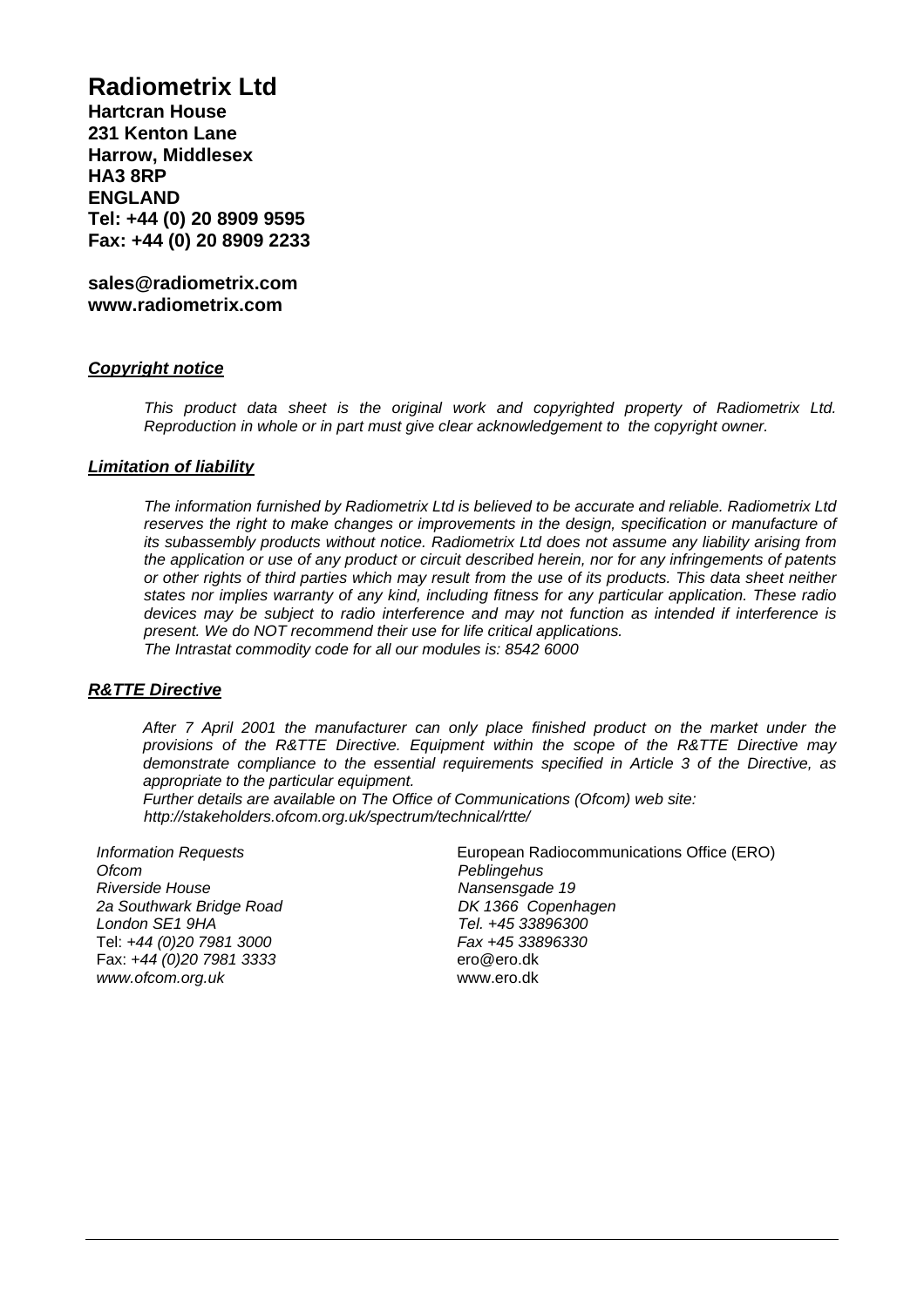# Radiometrix Ltd

**Hartcran House**
**231 Kenton Lane**
**Harrow, Middlesex**
**HA3 8RP**
**ENGLAND**
**Tel: +44 (0) 20 8909 9595**
**Fax: +44 (0) 20 8909 2233**

**sales@radiometrix.com**
**www.radiometrix.com**

## *Copyright notice*

*This product data sheet is the original work and copyrighted property of Radiometrix Ltd. Reproduction in whole or in part must give clear acknowledgement to the copyright owner.*

## *Limitation of liability*

*The information furnished by Radiometrix Ltd is believed to be accurate and reliable. Radiometrix Ltd reserves the right to make changes or improvements in the design, specification or manufacture of its subassembly products without notice. Radiometrix Ltd does not assume any liability arising from the application or use of any product or circuit described herein, nor for any infringements of patents or other rights of third parties which may result from the use of its products. This data sheet neither states nor implies warranty of any kind, including fitness for any particular application. These radio devices may be subject to radio interference and may not function as intended if interference is present. We do NOT recommend their use for life critical applications.*
*The Intrastat commodity code for all our modules is: 8542 6000*

## *R&TTE Directive*

*After 7 April 2001 the manufacturer can only place finished product on the market under the provisions of the R&TTE Directive. Equipment within the scope of the R&TTE Directive may demonstrate compliance to the essential requirements specified in Article 3 of the Directive, as appropriate to the particular equipment.*
*Further details are available on The Office of Communications (Ofcom) web site:*
*http://stakeholders.ofcom.org.uk/spectrum/technical/rtte/*

*Information Requests*
*Ofcom*
*Riverside House*
*2a Southwark Bridge Road*
*London SE1 9HA*
Tel: *+44 (0)20 7981 3000*
Fax: *+44 (0)20 7981 3333*
*www.ofcom.org.uk*

European Radiocommunications Office (ERO)
*Peblingehus*
*Nansensgade 19*
*DK 1366 Copenhagen*
*Tel. +45 33896300*
*Fax +45 33896330*
ero@ero.dk
www.ero.dk